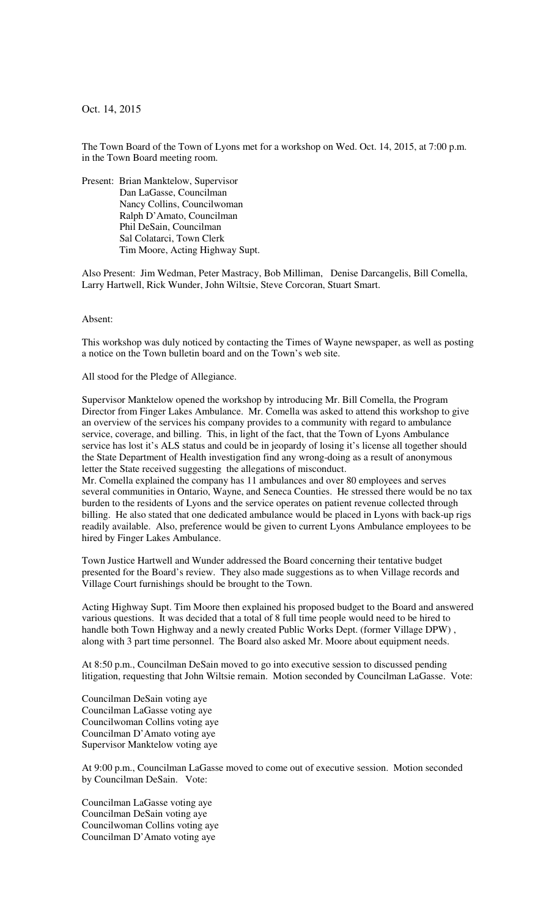Oct. 14, 2015

The Town Board of the Town of Lyons met for a workshop on Wed. Oct. 14, 2015, at 7:00 p.m. in the Town Board meeting room.

Present: Brian Manktelow, Supervisor
Dan LaGasse, Councilman
Nancy Collins, Councilwoman
Ralph D'Amato, Councilman
Phil DeSain, Councilman
Sal Colatarci, Town Clerk
Tim Moore, Acting Highway Supt.

Also Present: Jim Wedman, Peter Mastracy, Bob Milliman, Denise Darcangelis, Bill Comella, Larry Hartwell, Rick Wunder, John Wiltsie, Steve Corcoran, Stuart Smart.

Absent:

This workshop was duly noticed by contacting the Times of Wayne newspaper, as well as posting a notice on the Town bulletin board and on the Town's web site.

All stood for the Pledge of Allegiance.

Supervisor Manktelow opened the workshop by introducing Mr. Bill Comella, the Program Director from Finger Lakes Ambulance. Mr. Comella was asked to attend this workshop to give an overview of the services his company provides to a community with regard to ambulance service, coverage, and billing. This, in light of the fact, that the Town of Lyons Ambulance service has lost it's ALS status and could be in jeopardy of losing it's license all together should the State Department of Health investigation find any wrong-doing as a result of anonymous letter the State received suggesting the allegations of misconduct.
Mr. Comella explained the company has 11 ambulances and over 80 employees and serves several communities in Ontario, Wayne, and Seneca Counties. He stressed there would be no tax burden to the residents of Lyons and the service operates on patient revenue collected through billing. He also stated that one dedicated ambulance would be placed in Lyons with back-up rigs readily available. Also, preference would be given to current Lyons Ambulance employees to be hired by Finger Lakes Ambulance.

Town Justice Hartwell and Wunder addressed the Board concerning their tentative budget presented for the Board's review. They also made suggestions as to when Village records and Village Court furnishings should be brought to the Town.

Acting Highway Supt. Tim Moore then explained his proposed budget to the Board and answered various questions. It was decided that a total of 8 full time people would need to be hired to handle both Town Highway and a newly created Public Works Dept. (former Village DPW) , along with 3 part time personnel. The Board also asked Mr. Moore about equipment needs.

At 8:50 p.m., Councilman DeSain moved to go into executive session to discussed pending litigation, requesting that John Wiltsie remain. Motion seconded by Councilman LaGasse. Vote:

Councilman DeSain voting aye
Councilman LaGasse voting aye
Councilwoman Collins voting aye
Councilman D'Amato voting aye
Supervisor Manktelow voting aye

At 9:00 p.m., Councilman LaGasse moved to come out of executive session. Motion seconded by Councilman DeSain. Vote:

Councilman LaGasse voting aye
Councilman DeSain voting aye
Councilwoman Collins voting aye
Councilman D'Amato voting aye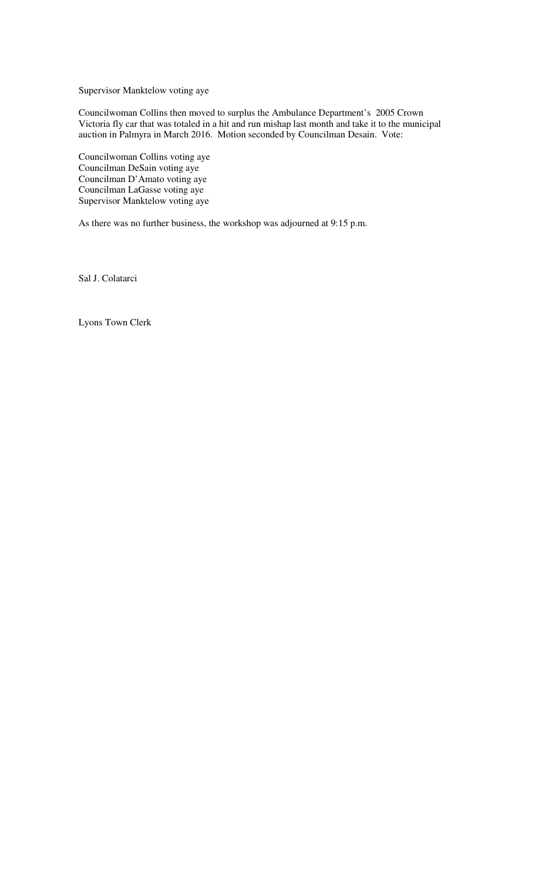Supervisor Manktelow voting aye

Councilwoman Collins then moved to surplus the Ambulance Department's 2005 Crown Victoria fly car that was totaled in a hit and run mishap last month and take it to the municipal auction in Palmyra in March 2016. Motion seconded by Councilman Desain. Vote:

Councilwoman Collins voting aye  
Councilman DeSain voting aye  
Councilman D'Amato voting aye  
Councilman LaGasse voting aye  
Supervisor Manktelow voting aye

As there was no further business, the workshop was adjourned at 9:15 p.m.

Sal J. Colatarci

Lyons Town Clerk